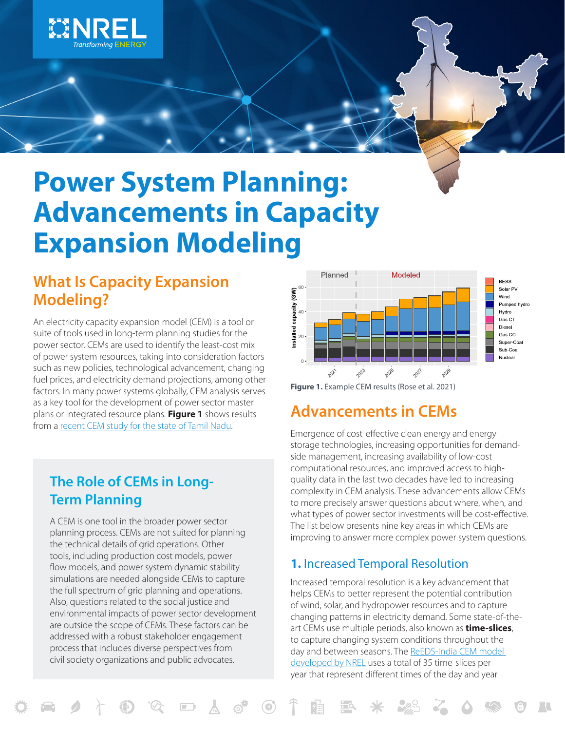# Power System Planning: Advancements in Capacity Expansion Modeling

## What Is Capacity Expansion Modeling?

An electricity capacity expansion model (CEM) is a tool or suite of tools used in long-term planning studies for the power sector. CEMs are used to identify the least-cost mix of power system resources, taking into consideration factors such as new policies, technological advancement, changing fuel prices, and electricity demand projections, among other factors. In many power systems globally, CEM analysis serves as a key tool for the development of power sector master plans or integrated resource plans. **Figure 1** shows results from a recent CEM study for the state of Tamil Nadu.

**Figure 1.** Example CEM results (Rose et al. 2021)

### The Role of CEMs in Long-Term Planning

A CEM is one tool in the broader power sector planning process. CEMs are not suited for planning the technical details of grid operations. Other tools, including production cost models, power flow models, and power system dynamic stability simulations are needed alongside CEMs to capture the full spectrum of grid planning and operations. Also, questions related to the social justice and environmental impacts of power sector development are outside the scope of CEMs. These factors can be addressed with a robust stakeholder engagement process that includes diverse perspectives from civil society organizations and public advocates.

## Advancements in CEMs

Emergence of cost-effective clean energy and energy storage technologies, increasing opportunities for demand-side management, increasing availability of low-cost computational resources, and improved access to high-quality data in the last two decades have led to increasing complexity in CEM analysis. These advancements allow CEMs to more precisely answer questions about where, when, and what types of power sector investments will be cost-effective. The list below presents nine key areas in which CEMs are improving to answer more complex power system questions.

### **1.** Increased Temporal Resolution

Increased temporal resolution is a key advancement that helps CEMs to better represent the potential contribution of wind, solar, and hydropower resources and to capture changing patterns in electricity demand. Some state-of-the-art CEMs use multiple periods, also known as **time-slices**, to capture changing system conditions throughout the day and between seasons. The ReEDS-India CEM model developed by NREL uses a total of 35 time-slices per year that represent different times of the day and year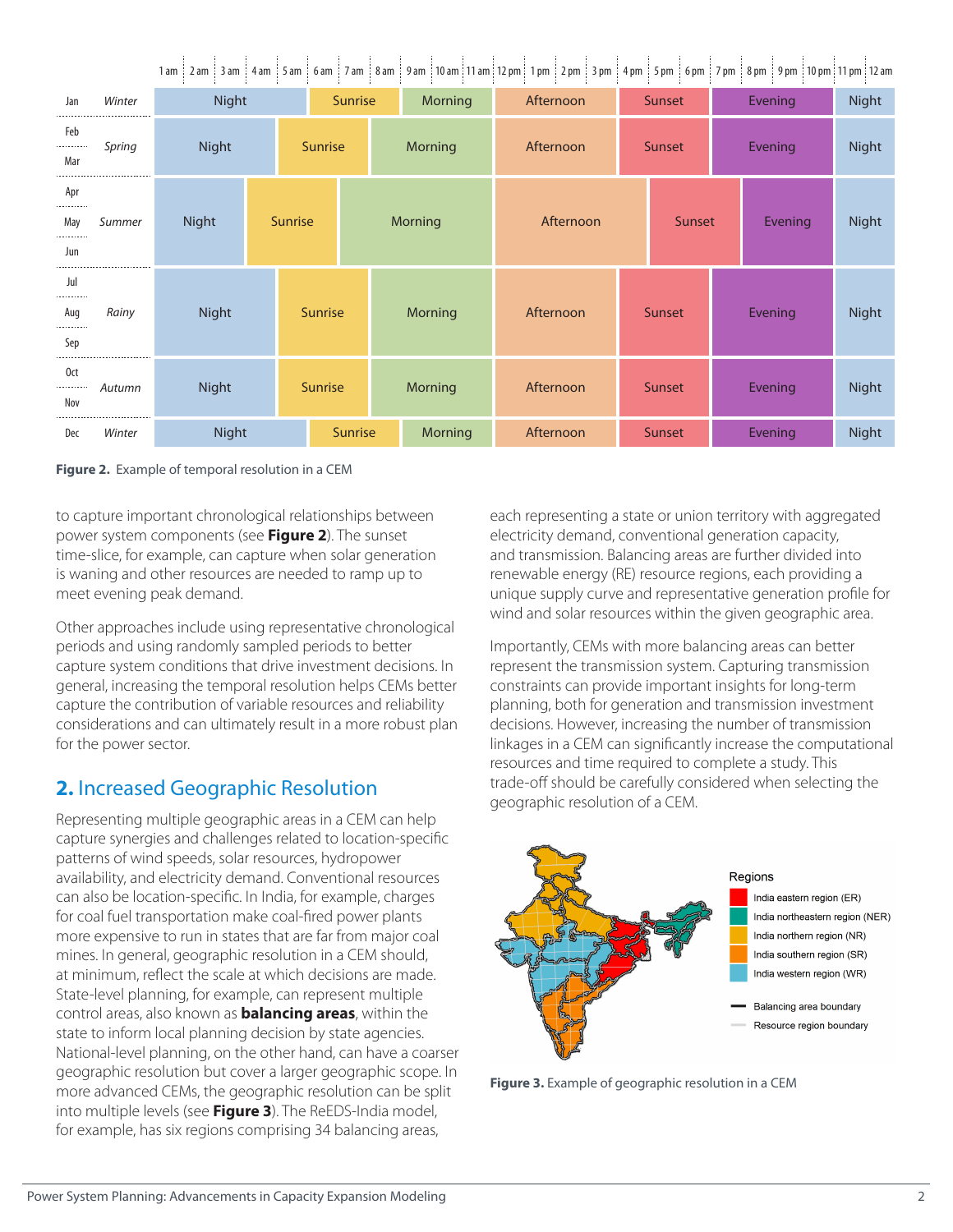| | | 1 am | 2 am | 3 am | 4 am | 5 am | 6 am | 7 am | 8 am | 9 am | 10 am | 11 am | 12 pm | 1 pm | 2 pm | 3 pm | 4 pm | 5 pm | 6 pm | 7 pm | 8 pm | 9 pm | 10 pm | 11 pm | 12 am |
|---|---|---|---|---|---|---|---|---|---|---|---|---|---|---|---|---|---|---|---|---|---|---|---|---|---|
| Jan | Winter | Night | | | | | Sunrise | | | Morning | | | Afternoon | | | | Sunset | | | Evening | | | | Night | |
| Feb, Mar | Spring | Night | | | | Sunrise | | | Morning | | | | Afternoon | | | | Sunset | | | Evening | | | | Night | |
| Apr, May, Jun | Summer | Night | | | Sunrise | | | Morning | | | | | Afternoon | | | | | Sunset | | | Evening | | | Night | |
| Jul, Aug, Sep | Rainy | Night | | | | Sunrise | | | Morning | | | | Afternoon | | | | Sunset | | | Evening | | | | Night | |
| Oct, Nov | Autumn | Night | | | | Sunrise | | | Morning | | | | Afternoon | | | | Sunset | | | Evening | | | | Night | |
| Dec | Winter | Night | | | | | Sunrise | | | Morning | | | Afternoon | | | | Sunset | | | Evening | | | | Night | |

**Figure 2.** Example of temporal resolution in a CEM

to capture important chronological relationships between power system components (see **Figure 2**). The sunset time-slice, for example, can capture when solar generation is waning and other resources are needed to ramp up to meet evening peak demand.

Other approaches include using representative chronological periods and using randomly sampled periods to better capture system conditions that drive investment decisions. In general, increasing the temporal resolution helps CEMs better capture the contribution of variable resources and reliability considerations and can ultimately result in a more robust plan for the power sector.

## 2. Increased Geographic Resolution

Representing multiple geographic areas in a CEM can help capture synergies and challenges related to location-specific patterns of wind speeds, solar resources, hydropower availability, and electricity demand. Conventional resources can also be location-specific. In India, for example, charges for coal fuel transportation make coal-fired power plants more expensive to run in states that are far from major coal mines. In general, geographic resolution in a CEM should, at minimum, reflect the scale at which decisions are made. State-level planning, for example, can represent multiple control areas, also known as **balancing areas**, within the state to inform local planning decision by state agencies. National-level planning, on the other hand, can have a coarser geographic resolution but cover a larger geographic scope. In more advanced CEMs, the geographic resolution can be split into multiple levels (see **Figure 3**). The ReEDS-India model, for example, has six regions comprising 34 balancing areas, each representing a state or union territory with aggregated electricity demand, conventional generation capacity, and transmission. Balancing areas are further divided into renewable energy (RE) resource regions, each providing a unique supply curve and representative generation profile for wind and solar resources within the given geographic area.

Importantly, CEMs with more balancing areas can better represent the transmission system. Capturing transmission constraints can provide important insights for long-term planning, both for generation and transmission investment decisions. However, increasing the number of transmission linkages in a CEM can significantly increase the computational resources and time required to complete a study. This trade-off should be carefully considered when selecting the geographic resolution of a CEM.

Regions
- India eastern region (ER)
- India northeastern region (NER)
- India northern region (NR)
- India southern region (SR)
- India western region (WR)
- Balancing area boundary
- Resource region boundary

**Figure 3.** Example of geographic resolution in a CEM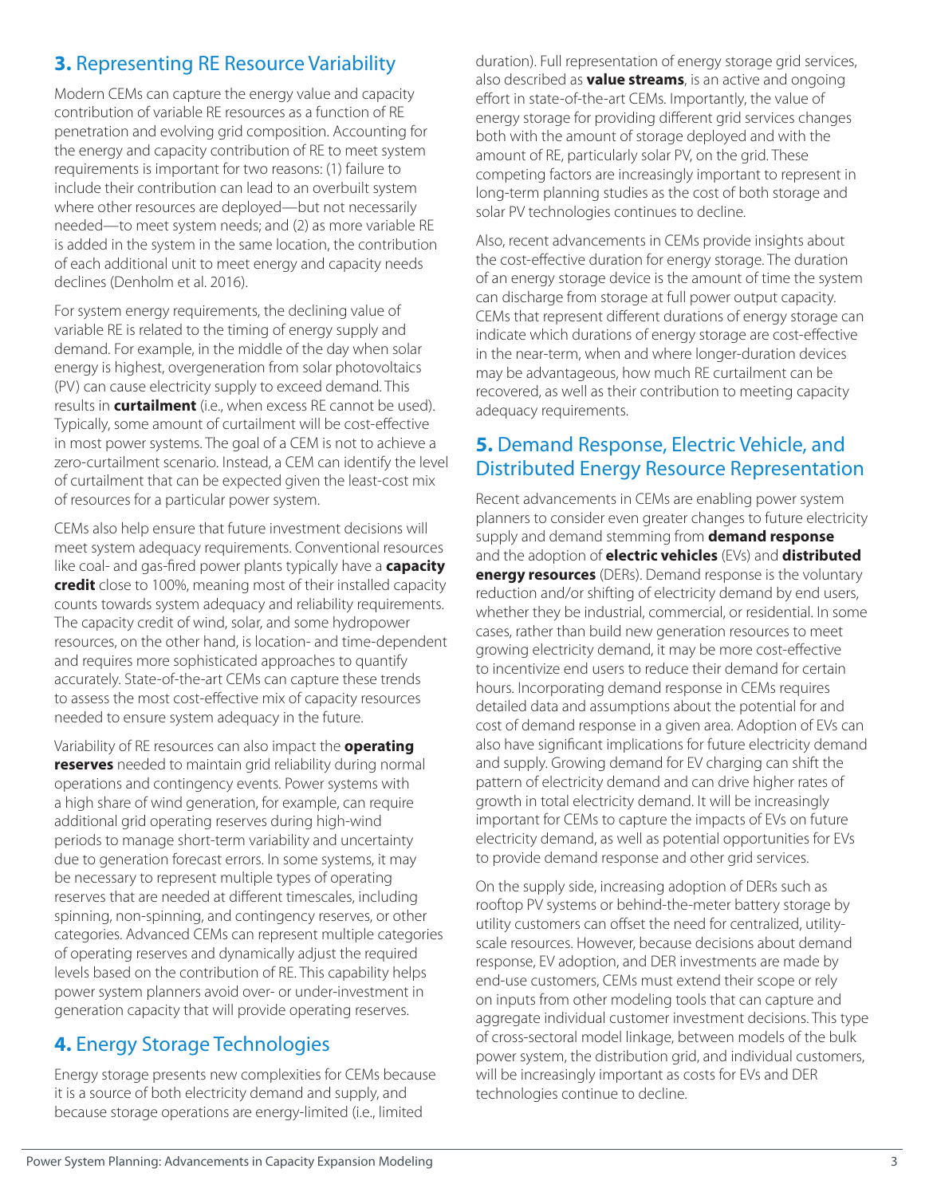## **3.** Representing RE Resource Variability

Modern CEMs can capture the energy value and capacity contribution of variable RE resources as a function of RE penetration and evolving grid composition. Accounting for the energy and capacity contribution of RE to meet system requirements is important for two reasons: (1) failure to include their contribution can lead to an overbuilt system where other resources are deployed—but not necessarily needed—to meet system needs; and (2) as more variable RE is added in the system in the same location, the contribution of each additional unit to meet energy and capacity needs declines (Denholm et al. 2016).

For system energy requirements, the declining value of variable RE is related to the timing of energy supply and demand. For example, in the middle of the day when solar energy is highest, overgeneration from solar photovoltaics (PV) can cause electricity supply to exceed demand. This results in **curtailment** (i.e., when excess RE cannot be used). Typically, some amount of curtailment will be cost-effective in most power systems. The goal of a CEM is not to achieve a zero-curtailment scenario. Instead, a CEM can identify the level of curtailment that can be expected given the least-cost mix of resources for a particular power system.

CEMs also help ensure that future investment decisions will meet system adequacy requirements. Conventional resources like coal- and gas-fired power plants typically have a **capacity credit** close to 100%, meaning most of their installed capacity counts towards system adequacy and reliability requirements. The capacity credit of wind, solar, and some hydropower resources, on the other hand, is location- and time-dependent and requires more sophisticated approaches to quantify accurately. State-of-the-art CEMs can capture these trends to assess the most cost-effective mix of capacity resources needed to ensure system adequacy in the future.

Variability of RE resources can also impact the **operating reserves** needed to maintain grid reliability during normal operations and contingency events. Power systems with a high share of wind generation, for example, can require additional grid operating reserves during high-wind periods to manage short-term variability and uncertainty due to generation forecast errors. In some systems, it may be necessary to represent multiple types of operating reserves that are needed at different timescales, including spinning, non-spinning, and contingency reserves, or other categories. Advanced CEMs can represent multiple categories of operating reserves and dynamically adjust the required levels based on the contribution of RE. This capability helps power system planners avoid over- or under-investment in generation capacity that will provide operating reserves.

## **4.** Energy Storage Technologies

Energy storage presents new complexities for CEMs because it is a source of both electricity demand and supply, and because storage operations are energy-limited (i.e., limited duration). Full representation of energy storage grid services, also described as **value streams**, is an active and ongoing effort in state-of-the-art CEMs. Importantly, the value of energy storage for providing different grid services changes both with the amount of storage deployed and with the amount of RE, particularly solar PV, on the grid. These competing factors are increasingly important to represent in long-term planning studies as the cost of both storage and solar PV technologies continues to decline.

Also, recent advancements in CEMs provide insights about the cost-effective duration for energy storage. The duration of an energy storage device is the amount of time the system can discharge from storage at full power output capacity. CEMs that represent different durations of energy storage can indicate which durations of energy storage are cost-effective in the near-term, when and where longer-duration devices may be advantageous, how much RE curtailment can be recovered, as well as their contribution to meeting capacity adequacy requirements.

## **5.** Demand Response, Electric Vehicle, and Distributed Energy Resource Representation

Recent advancements in CEMs are enabling power system planners to consider even greater changes to future electricity supply and demand stemming from **demand response** and the adoption of **electric vehicles** (EVs) and **distributed energy resources** (DERs). Demand response is the voluntary reduction and/or shifting of electricity demand by end users, whether they be industrial, commercial, or residential. In some cases, rather than build new generation resources to meet growing electricity demand, it may be more cost-effective to incentivize end users to reduce their demand for certain hours. Incorporating demand response in CEMs requires detailed data and assumptions about the potential for and cost of demand response in a given area. Adoption of EVs can also have significant implications for future electricity demand and supply. Growing demand for EV charging can shift the pattern of electricity demand and can drive higher rates of growth in total electricity demand. It will be increasingly important for CEMs to capture the impacts of EVs on future electricity demand, as well as potential opportunities for EVs to provide demand response and other grid services.

On the supply side, increasing adoption of DERs such as rooftop PV systems or behind-the-meter battery storage by utility customers can offset the need for centralized, utility-scale resources. However, because decisions about demand response, EV adoption, and DER investments are made by end-use customers, CEMs must extend their scope or rely on inputs from other modeling tools that can capture and aggregate individual customer investment decisions. This type of cross-sectoral model linkage, between models of the bulk power system, the distribution grid, and individual customers, will be increasingly important as costs for EVs and DER technologies continue to decline.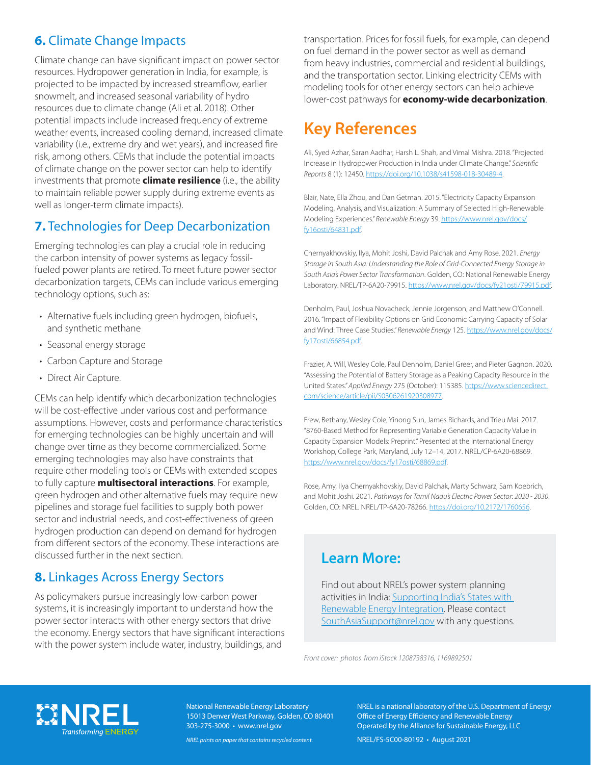## **6.** Climate Change Impacts

Climate change can have significant impact on power sector resources. Hydropower generation in India, for example, is projected to be impacted by increased streamflow, earlier snowmelt, and increased seasonal variability of hydro resources due to climate change (Ali et al. 2018). Other potential impacts include increased frequency of extreme weather events, increased cooling demand, increased climate variability (i.e., extreme dry and wet years), and increased fire risk, among others. CEMs that include the potential impacts of climate change on the power sector can help to identify investments that promote **climate resilience** (i.e., the ability to maintain reliable power supply during extreme events as well as longer-term climate impacts).

## **7.** Technologies for Deep Decarbonization

Emerging technologies can play a crucial role in reducing the carbon intensity of power systems as legacy fossil-fueled power plants are retired. To meet future power sector decarbonization targets, CEMs can include various emerging technology options, such as:

- Alternative fuels including green hydrogen, biofuels, and synthetic methane
- Seasonal energy storage
- Carbon Capture and Storage
- Direct Air Capture.

CEMs can help identify which decarbonization technologies will be cost-effective under various cost and performance assumptions. However, costs and performance characteristics for emerging technologies can be highly uncertain and will change over time as they become commercialized. Some emerging technologies may also have constraints that require other modeling tools or CEMs with extended scopes to fully capture **multisectoral interactions**. For example, green hydrogen and other alternative fuels may require new pipelines and storage fuel facilities to supply both power sector and industrial needs, and cost-effectiveness of green hydrogen production can depend on demand for hydrogen from different sectors of the economy. These interactions are discussed further in the next section.

## **8.** Linkages Across Energy Sectors

As policymakers pursue increasingly low-carbon power systems, it is increasingly important to understand how the power sector interacts with other energy sectors that drive the economy. Energy sectors that have significant interactions with the power system include water, industry, buildings, and transportation. Prices for fossil fuels, for example, can depend on fuel demand in the power sector as well as demand from heavy industries, commercial and residential buildings, and the transportation sector. Linking electricity CEMs with modeling tools for other energy sectors can help achieve lower-cost pathways for **economy-wide decarbonization**.

# Key References

Ali, Syed Azhar, Saran Aadhar, Harsh L. Shah, and Vimal Mishra. 2018. "Projected Increase in Hydropower Production in India under Climate Change." *Scientific Reports* 8 (1): 12450. https://doi.org/10.1038/s41598-018-30489-4.

Blair, Nate, Ella Zhou, and Dan Getman. 2015. "Electricity Capacity Expansion Modeling, Analysis, and Visualization: A Summary of Selected High-Renewable Modeling Experiences." *Renewable Energy* 39. https://www.nrel.gov/docs/fy16osti/64831.pdf.

Chernyakhovskiy, Ilya, Mohit Joshi, David Palchak and Amy Rose. 2021. *Energy Storage in South Asia: Understanding the Role of Grid-Connected Energy Storage in South Asia's Power Sector Transformation*. Golden, CO: National Renewable Energy Laboratory. NREL/TP-6A20-79915. https://www.nrel.gov/docs/fy21osti/79915.pdf.

Denholm, Paul, Joshua Novacheck, Jennie Jorgenson, and Matthew O'Connell. 2016. "Impact of Flexibility Options on Grid Economic Carrying Capacity of Solar and Wind: Three Case Studies." *Renewable Energy* 125. https://www.nrel.gov/docs/fy17osti/66854.pdf.

Frazier, A. Will, Wesley Cole, Paul Denholm, Daniel Greer, and Pieter Gagnon. 2020. "Assessing the Potential of Battery Storage as a Peaking Capacity Resource in the United States." *Applied Energy* 275 (October): 115385. https://www.sciencedirect.com/science/article/pii/S0306261920308977.

Frew, Bethany, Wesley Cole, Yinong Sun, James Richards, and Trieu Mai. 2017. "8760-Based Method for Representing Variable Generation Capacity Value in Capacity Expansion Models: Preprint." Presented at the International Energy Workshop, College Park, Maryland, July 12–14, 2017. NREL/CP-6A20-68869. https://www.nrel.gov/docs/fy17osti/68869.pdf.

Rose, Amy, Ilya Chernyakhovskiy, David Palchak, Marty Schwarz, Sam Koebrich, and Mohit Joshi. 2021. *Pathways for Tamil Nadu's Electric Power Sector: 2020 - 2030*. Golden, CO: NREL. NREL/TP-6A20-78266. https://doi.org/10.2172/1760656.

## Learn More:

Find out about NREL's power system planning activities in India: Supporting India's States with Renewable Energy Integration. Please contact SouthAsiaSupport@nrel.gov with any questions.

*Front cover: photos from iStock 1208738316, 1169892501*

National Renewable Energy Laboratory
15013 Denver West Parkway, Golden, CO 80401
303-275-3000 • www.nrel.gov

*NREL prints on paper that contains recycled content.*

NREL is a national laboratory of the U.S. Department of Energy
Office of Energy Efficiency and Renewable Energy
Operated by the Alliance for Sustainable Energy, LLC

NREL/FS-5C00-80192 • August 2021